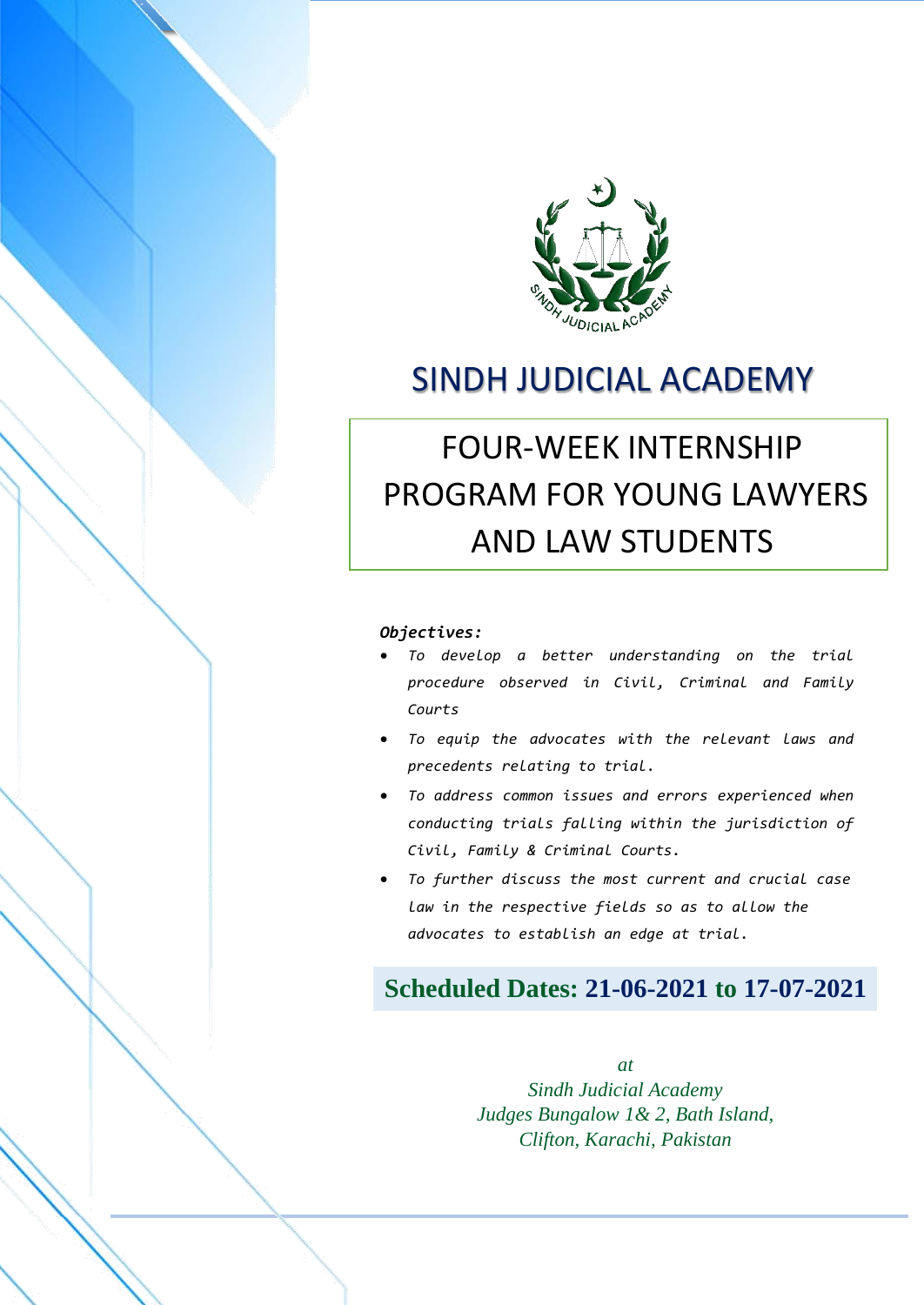# SINDH JUDICIAL ACADEMY

## FOUR-WEEK INTERNSHIP PROGRAM FOR YOUNG LAWYERS AND LAW STUDENTS

***Objectives:***

- *To develop a better understanding on the trial procedure observed in Civil, Criminal and Family Courts*
- *To equip the advocates with the relevant laws and precedents relating to trial.*
- *To address common issues and errors experienced when conducting trials falling within the jurisdiction of Civil, Family & Criminal Courts.*
- *To further discuss the most current and crucial case law in the respective fields so as to allow the advocates to establish an edge at trial.*

**Scheduled Dates: 21-06-2021 to 17-07-2021**

*at*
*Sindh Judicial Academy*
*Judges Bungalow 1& 2, Bath Island,*
*Clifton, Karachi, Pakistan*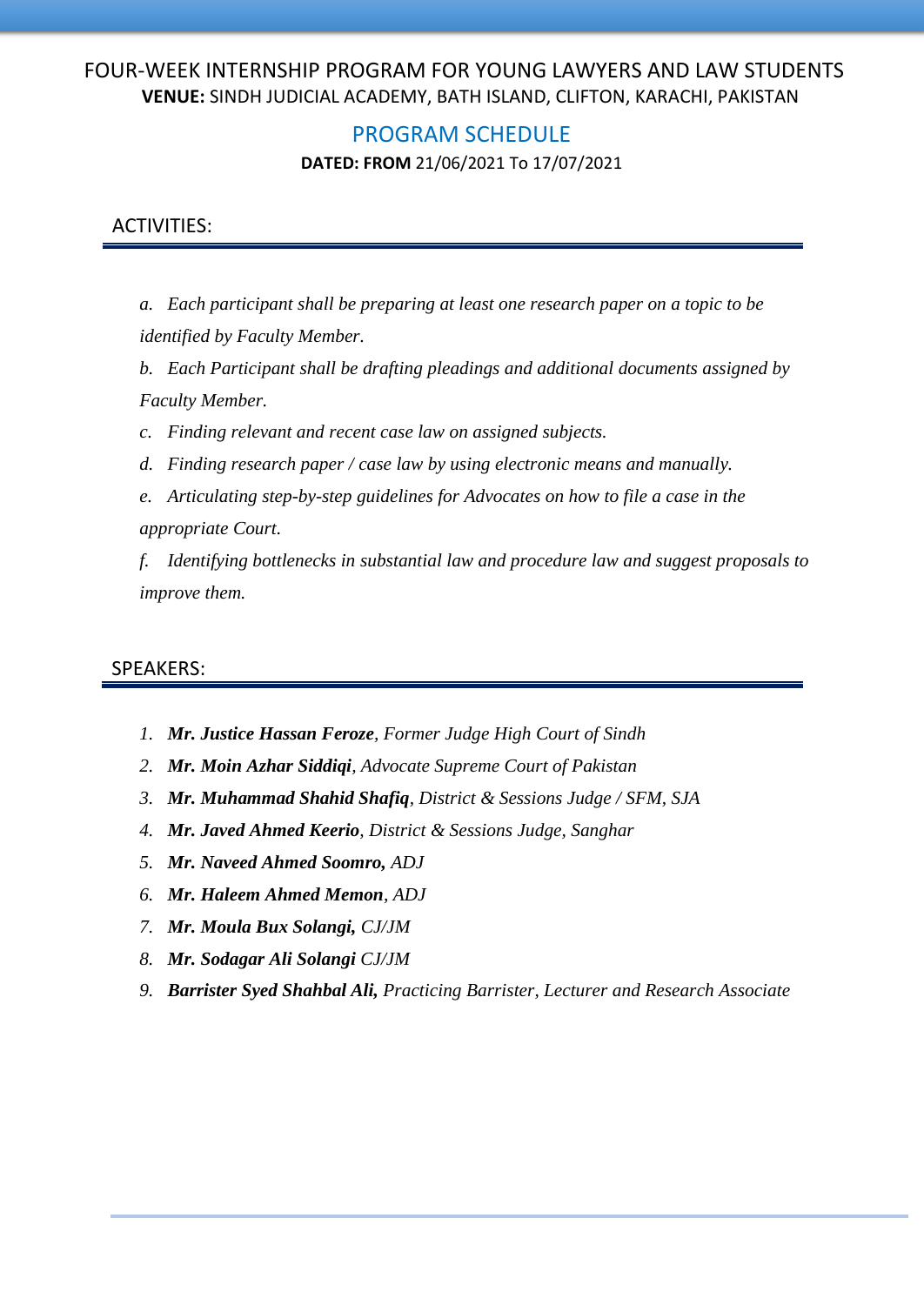# FOUR-WEEK INTERNSHIP PROGRAM FOR YOUNG LAWYERS AND LAW STUDENTS

**VENUE:** SINDH JUDICIAL ACADEMY, BATH ISLAND, CLIFTON, KARACHI, PAKISTAN

## PROGRAM SCHEDULE

**DATED: FROM** 21/06/2021 To 17/07/2021

### ACTIVITIES:

*a. Each participant shall be preparing at least one research paper on a topic to be identified by Faculty Member.*

*b. Each Participant shall be drafting pleadings and additional documents assigned by Faculty Member.*

*c. Finding relevant and recent case law on assigned subjects.*

*d. Finding research paper / case law by using electronic means and manually.*

*e. Articulating step-by-step guidelines for Advocates on how to file a case in the appropriate Court.*

*f. Identifying bottlenecks in substantial law and procedure law and suggest proposals to improve them.*

### SPEAKERS:

1. ***Mr. Justice Hassan Feroze**, Former Judge High Court of Sindh*
2. ***Mr. Moin Azhar Siddiqi**, Advocate Supreme Court of Pakistan*
3. ***Mr. Muhammad Shahid Shafiq**, District & Sessions Judge / SFM, SJA*
4. ***Mr. Javed Ahmed Keerio**, District & Sessions Judge, Sanghar*
5. ***Mr. Naveed Ahmed Soomro,** ADJ*
6. ***Mr. Haleem Ahmed Memon**, ADJ*
7. ***Mr. Moula Bux Solangi,** CJ/JM*
8. ***Mr. Sodagar Ali Solangi** CJ/JM*
9. ***Barrister Syed Shahbal Ali,** Practicing Barrister, Lecturer and Research Associate*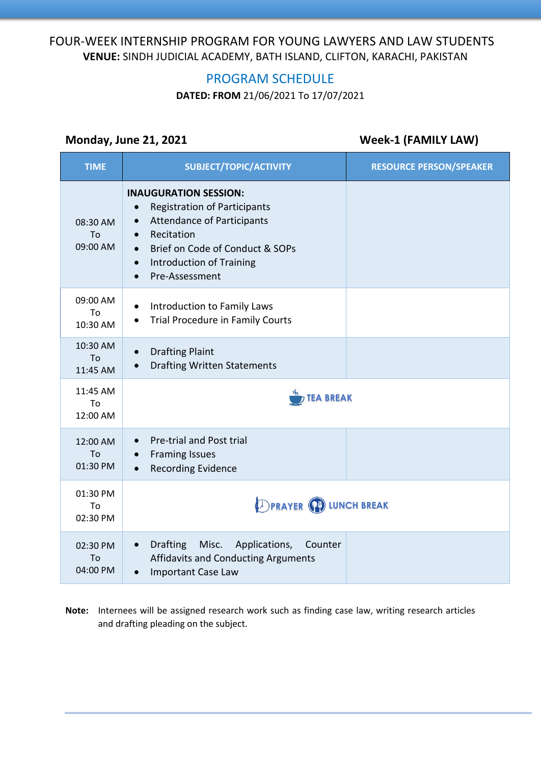# FOUR-WEEK INTERNSHIP PROGRAM FOR YOUNG LAWYERS AND LAW STUDENTS

**VENUE:** SINDH JUDICIAL ACADEMY, BATH ISLAND, CLIFTON, KARACHI, PAKISTAN

## PROGRAM SCHEDULE

**DATED: FROM** 21/06/2021 To 17/07/2021

**Monday, June 21, 2021** — **Week-1 (FAMILY LAW)**

| TIME | SUBJECT/TOPIC/ACTIVITY | RESOURCE PERSON/SPEAKER |
|---|---|---|
| 08:30 AM To 09:00 AM | **INAUGURATION SESSION:** • Registration of Participants • Attendance of Participants • Recitation • Brief on Code of Conduct & SOPs • Introduction of Training • Pre-Assessment | |
| 09:00 AM To 10:30 AM | • Introduction to Family Laws • Trial Procedure in Family Courts | |
| 10:30 AM To 11:45 AM | • Drafting Plaint • Drafting Written Statements | |
| 11:45 AM To 12:00 AM | TEA BREAK | |
| 12:00 AM To 01:30 PM | • Pre-trial and Post trial • Framing Issues • Recording Evidence | |
| 01:30 PM To 02:30 PM | PRAYER LUNCH BREAK | |
| 02:30 PM To 04:00 PM | • Drafting Misc. Applications, Counter Affidavits and Conducting Arguments • Important Case Law | |

**Note:** Internees will be assigned research work such as finding case law, writing research articles and drafting pleading on the subject.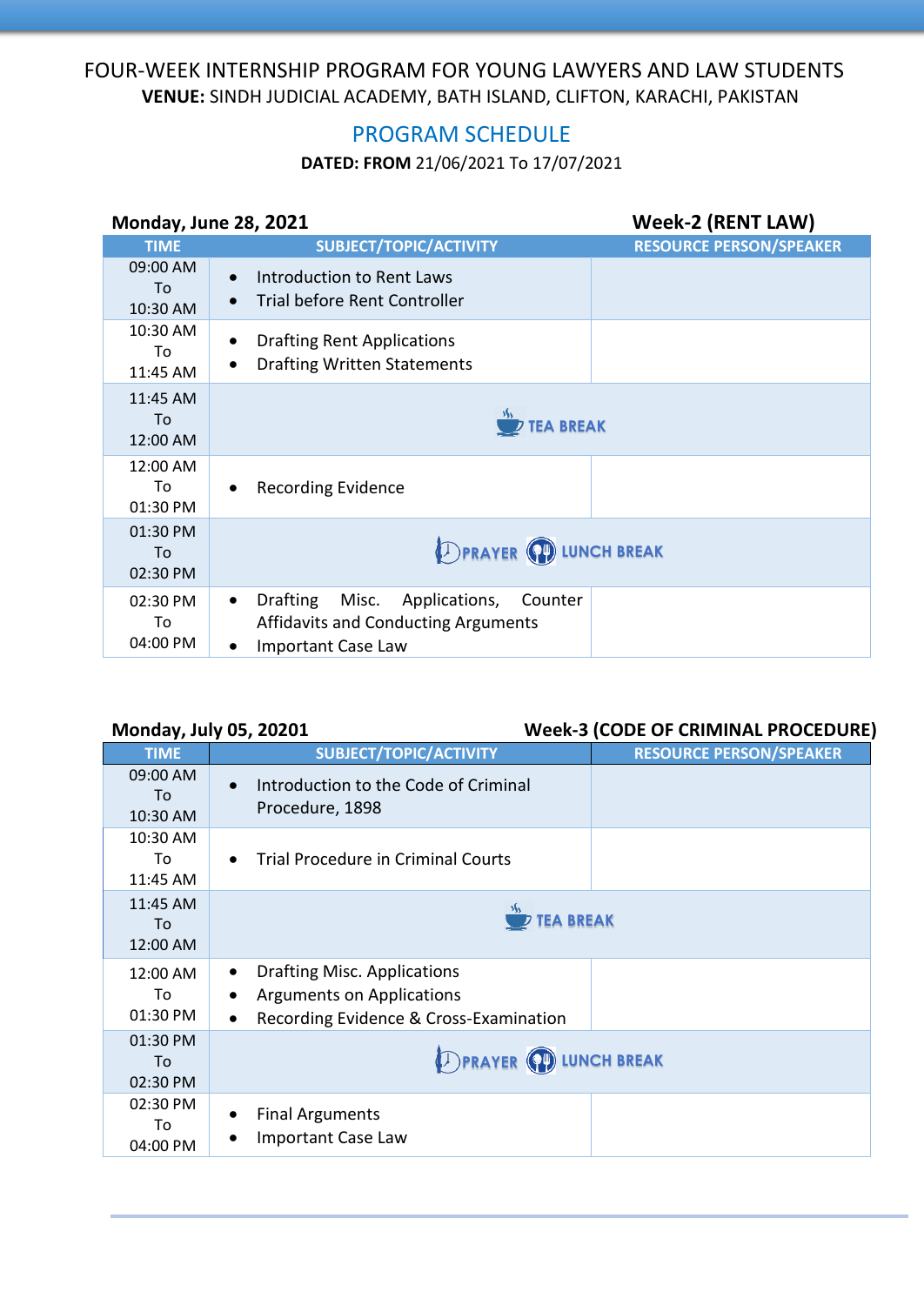FOUR-WEEK INTERNSHIP PROGRAM FOR YOUNG LAWYERS AND LAW STUDENTS

**VENUE:** SINDH JUDICIAL ACADEMY, BATH ISLAND, CLIFTON, KARACHI, PAKISTAN

## PROGRAM SCHEDULE

**DATED: FROM** 21/06/2021 To 17/07/2021

**Monday, June 28, 2021** **Week-2 (RENT LAW)**

| TIME | SUBJECT/TOPIC/ACTIVITY | RESOURCE PERSON/SPEAKER |
|---|---|---|
| 09:00 AM To 10:30 AM | • Introduction to Rent Laws<br>• Trial before Rent Controller | |
| 10:30 AM To 11:45 AM | • Drafting Rent Applications<br>• Drafting Written Statements | |
| 11:45 AM To 12:00 AM | TEA BREAK | |
| 12:00 AM To 01:30 PM | • Recording Evidence | |
| 01:30 PM To 02:30 PM | PRAYER LUNCH BREAK | |
| 02:30 PM To 04:00 PM | • Drafting Misc. Applications, Counter Affidavits and Conducting Arguments<br>• Important Case Law | |

**Monday, July 05, 20201** **Week-3 (CODE OF CRIMINAL PROCEDURE)**

| TIME | SUBJECT/TOPIC/ACTIVITY | RESOURCE PERSON/SPEAKER |
|---|---|---|
| 09:00 AM To 10:30 AM | • Introduction to the Code of Criminal Procedure, 1898 | |
| 10:30 AM To 11:45 AM | • Trial Procedure in Criminal Courts | |
| 11:45 AM To 12:00 AM | TEA BREAK | |
| 12:00 AM To 01:30 PM | • Drafting Misc. Applications<br>• Arguments on Applications<br>• Recording Evidence & Cross-Examination | |
| 01:30 PM To 02:30 PM | PRAYER LUNCH BREAK | |
| 02:30 PM To 04:00 PM | • Final Arguments<br>• Important Case Law | |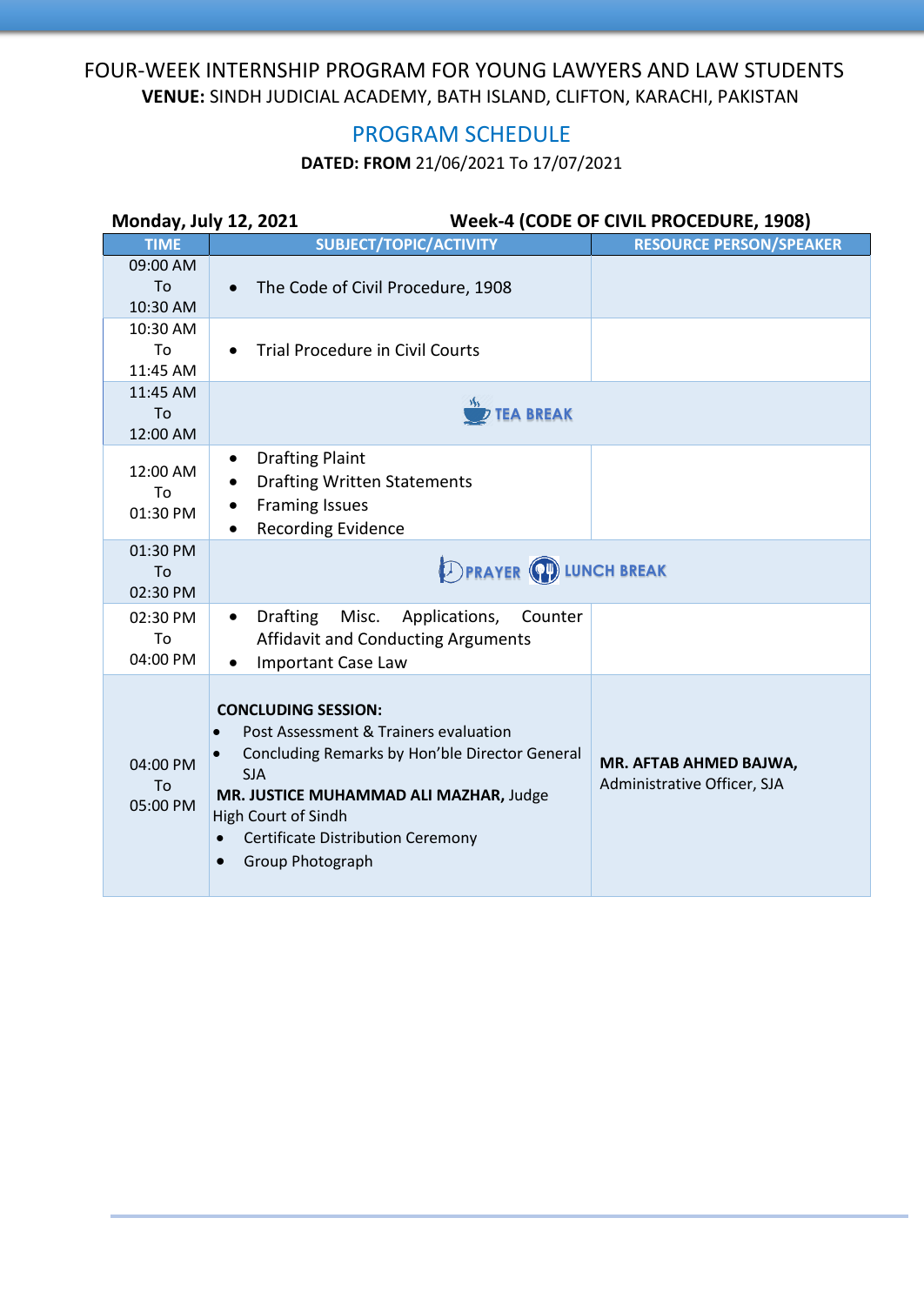FOUR-WEEK INTERNSHIP PROGRAM FOR YOUNG LAWYERS AND LAW STUDENTS

**VENUE:** SINDH JUDICIAL ACADEMY, BATH ISLAND, CLIFTON, KARACHI, PAKISTAN

## PROGRAM SCHEDULE

**DATED: FROM** 21/06/2021 To 17/07/2021

**Monday, July 12, 2021** **Week-4 (CODE OF CIVIL PROCEDURE, 1908)**

| TIME | SUBJECT/TOPIC/ACTIVITY | RESOURCE PERSON/SPEAKER |
|---|---|---|
| 09:00 AM To 10:30 AM | • The Code of Civil Procedure, 1908 | |
| 10:30 AM To 11:45 AM | • Trial Procedure in Civil Courts | |
| 11:45 AM To 12:00 AM | TEA BREAK | |
| 12:00 AM To 01:30 PM | • Drafting Plaint<br>• Drafting Written Statements<br>• Framing Issues<br>• Recording Evidence | |
| 01:30 PM To 02:30 PM | PRAYER LUNCH BREAK | |
| 02:30 PM To 04:00 PM | • Drafting Misc. Applications, Counter Affidavit and Conducting Arguments<br>• Important Case Law | |
| 04:00 PM To 05:00 PM | **CONCLUDING SESSION:**<br>• Post Assessment & Trainers evaluation<br>• Concluding Remarks by Hon'ble Director General SJA<br>**MR. JUSTICE MUHAMMAD ALI MAZHAR,** Judge High Court of Sindh<br>• Certificate Distribution Ceremony<br>• Group Photograph | **MR. AFTAB AHMED BAJWA,** Administrative Officer, SJA |